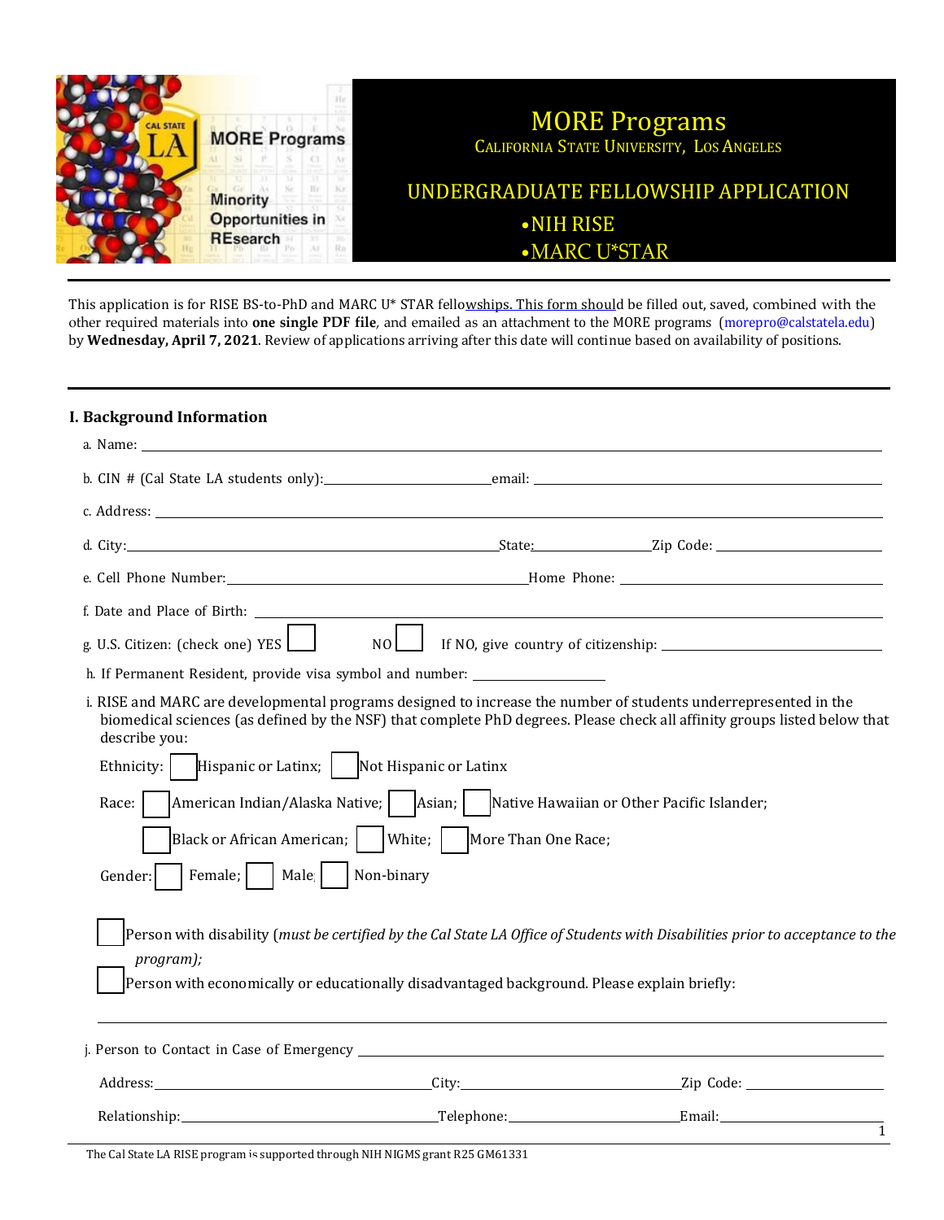# MORE Programs

CALIFORNIA STATE UNIVERSITY, LOS ANGELES

## UNDERGRADUATE FELLOWSHIP APPLICATION

- NIH RISE
- MARC U*STAR

This application is for RISE BS-to-PhD and MARC U* STAR fellowships. This form should be filled out, saved, combined with the other required materials into **one single PDF file**, and emailed as an attachment to the MORE programs (morepro@calstatela.edu) by **Wednesday, April 7, 2021**. Review of applications arriving after this date will continue based on availability of positions.

---

### I. Background Information

a. Name: ______________________________

b. CIN # (Cal State LA students only): ______________ email: ______________

c. Address: ______________________________

d. City: ______________ State: ______________ Zip Code: ______________

e. Cell Phone Number: ______________ Home Phone: ______________

f. Date and Place of Birth: ______________________________

g. U.S. Citizen: (check one) YES ☐ NO ☐ If NO, give country of citizenship: ______________

h. If Permanent Resident, provide visa symbol and number: ______________

i. RISE and MARC are developmental programs designed to increase the number of students underrepresented in the biomedical sciences (as defined by the NSF) that complete PhD degrees. Please check all affinity groups listed below that describe you:

Ethnicity: ☐ Hispanic or Latinx; ☐ Not Hispanic or Latinx

Race: ☐ American Indian/Alaska Native; ☐ Asian; ☐ Native Hawaiian or Other Pacific Islander;

☐ Black or African American; ☐ White; ☐ More Than One Race;

Gender: ☐ Female; ☐ Male; ☐ Non-binary

☐ Person with disability (*must be certified by the Cal State LA Office of Students with Disabilities prior to acceptance to the program);*

☐ Person with economically or educationally disadvantaged background. Please explain briefly:

______________________________

j. Person to Contact in Case of Emergency ______________________________

Address: ______________ City: ______________ Zip Code: ______________

Relationship: ______________ Telephone: ______________ Email: ______________

The Cal State LA RISE program is supported through NIH NIGMS grant R25 GM61331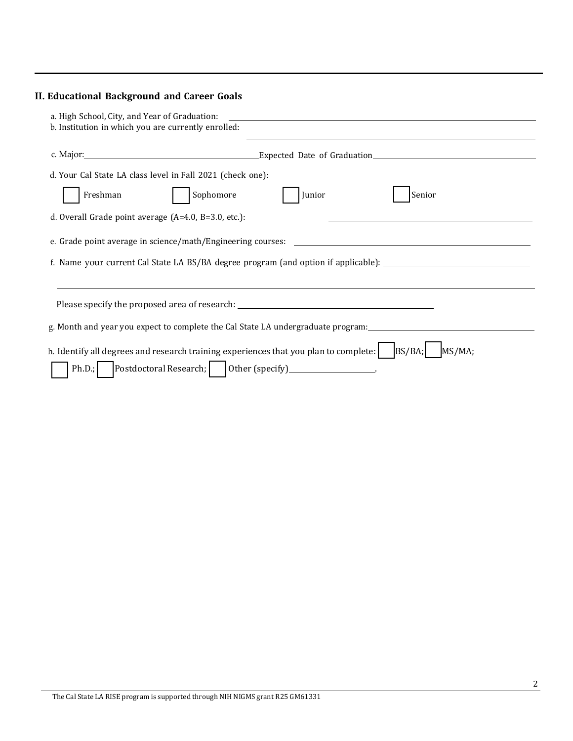## II. Educational Background and Career Goals

a. High School, City, and Year of Graduation: ______________________________

b. Institution in which you are currently enrolled: ______________________________

c. Major: ____________________ Expected Date of Graduation ____________________

d. Your Cal State LA class level in Fall 2021 (check one):

☐ Freshman ☐ Sophomore ☐ Junior ☐ Senior

d. Overall Grade point average (A=4.0, B=3.0, etc.): ______________________________

e. Grade point average in science/math/Engineering courses: ______________________________

f. Name your current Cal State LA BS/BA degree program (and option if applicable): ______________________________

______________________________

Please specify the proposed area of research: ______________________________

g. Month and year you expect to complete the Cal State LA undergraduate program: ______________________________

h. Identify all degrees and research training experiences that you plan to complete: ☐ BS/BA; ☐ MS/MA; ☐ Ph.D.; ☐ Postdoctoral Research; ☐ Other (specify) ____________________.

The Cal State LA RISE program is supported through NIH NIGMS grant R25 GM61331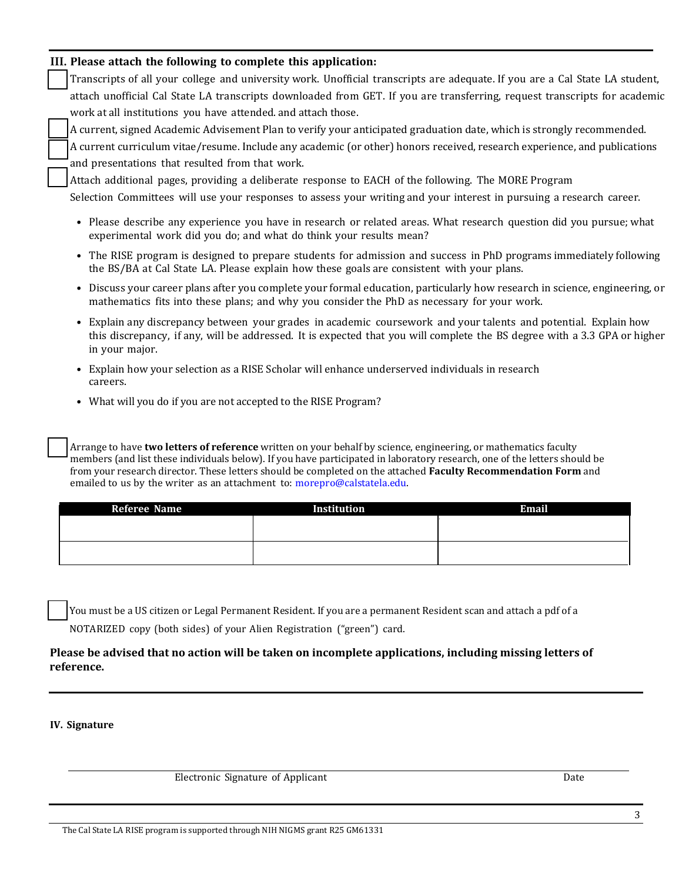### III. Please attach the following to complete this application:

- [ ] Transcripts of all your college and university work. Unofficial transcripts are adequate. If you are a Cal State LA student, attach unofficial Cal State LA transcripts downloaded from GET. If you are transferring, request transcripts for academic work at all institutions you have attended. and attach those.
- [ ] A current, signed Academic Advisement Plan to verify your anticipated graduation date, which is strongly recommended.
- [ ] A current curriculum vitae/resume. Include any academic (or other) honors received, research experience, and publications and presentations that resulted from that work.
- [ ] Attach additional pages, providing a deliberate response to EACH of the following. The MORE Program Selection Committees will use your responses to assess your writing and your interest in pursuing a research career.

  - Please describe any experience you have in research or related areas. What research question did you pursue; what experimental work did you do; and what do think your results mean?
  - The RISE program is designed to prepare students for admission and success in PhD programs immediately following the BS/BA at Cal State LA. Please explain how these goals are consistent with your plans.
  - Discuss your career plans after you complete your formal education, particularly how research in science, engineering, or mathematics fits into these plans; and why you consider the PhD as necessary for your work.
  - Explain any discrepancy between your grades in academic coursework and your talents and potential. Explain how this discrepancy, if any, will be addressed. It is expected that you will complete the BS degree with a 3.3 GPA or higher in your major.
  - Explain how your selection as a RISE Scholar will enhance underserved individuals in research careers.
  - What will you do if you are not accepted to the RISE Program?

- [ ] Arrange to have **two letters of reference** written on your behalf by science, engineering, or mathematics faculty members (and list these individuals below). If you have participated in laboratory research, one of the letters should be from your research director. These letters should be completed on the attached **Faculty Recommendation Form** and emailed to us by the writer as an attachment to: morepro@calstatela.edu.

| Referee Name | Institution | Email |
|---|---|---|
| | | |
| | | |

- [ ] You must be a US citizen or Legal Permanent Resident. If you are a permanent Resident scan and attach a pdf of a NOTARIZED copy (both sides) of your Alien Registration ("green") card.

**Please be advised that no action will be taken on incomplete applications, including missing letters of reference.**

---

### IV. Signature

\_\_\_\_\_\_\_\_\_\_\_\_\_\_\_\_\_\_\_\_\_\_\_\_\_\_\_\_\_\_\_\_\_\_\_\_\_\_\_\_\_\_\_\_\_\_\_\_\_\_\_\_\_\_\_\_\_\_\_\_\_\_\_\_\_\_

Electronic Signature of Applicant                                        Date

The Cal State LA RISE program is supported through NIH NIGMS grant R25 GM61331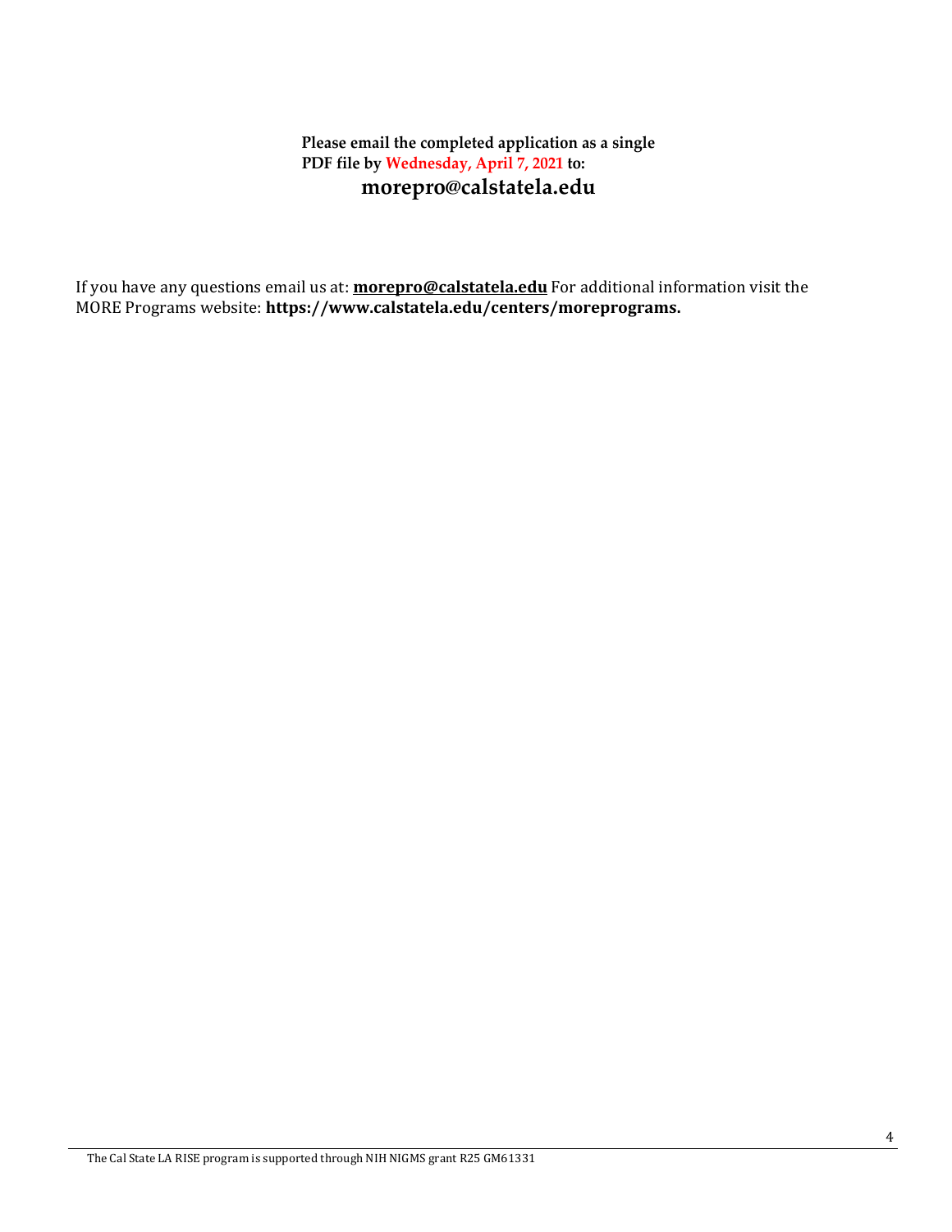**Please email the completed application as a single PDF file by Wednesday, April 7, 2021 to:**

**morepro@calstatela.edu**

If you have any questions email us at: **morepro@calstatela.edu** For additional information visit the MORE Programs website: **https://www.calstatela.edu/centers/moreprograms.**

The Cal State LA RISE program is supported through NIH NIGMS grant R25 GM61331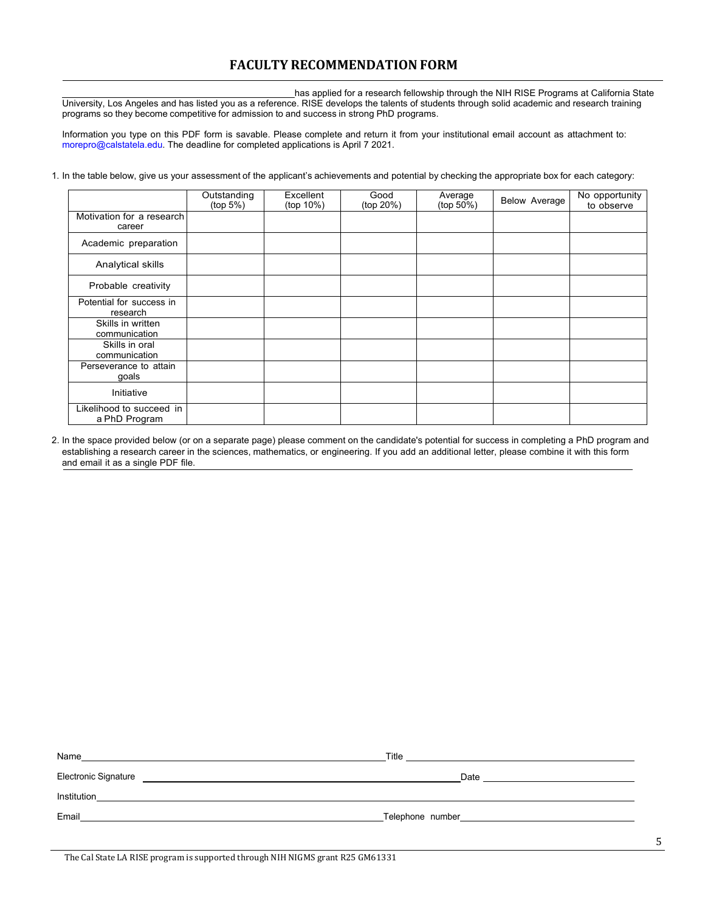# FACULTY RECOMMENDATION FORM

\_\_\_\_\_\_\_\_\_\_\_\_\_\_\_\_\_\_\_\_\_\_\_\_\_\_\_\_\_\_\_\_\_\_\_\_\_\_\_\_\_\_\_\_ has applied for a research fellowship through the NIH RISE Programs at California State University, Los Angeles and has listed you as a reference. RISE develops the talents of students through solid academic and research training programs so they become competitive for admission to and success in strong PhD programs.

Information you type on this PDF form is savable. Please complete and return it from your institutional email account as attachment to: morepro@calstatela.edu. The deadline for completed applications is April 7 2021.

1. In the table below, give us your assessment of the applicant's achievements and potential by checking the appropriate box for each category:

| | Outstanding (top 5%) | Excellent (top 10%) | Good (top 20%) | Average (top 50%) | Below Average | No opportunity to observe |
|---|---|---|---|---|---|---|
| Motivation for a research career | | | | | | |
| Academic preparation | | | | | | |
| Analytical skills | | | | | | |
| Probable creativity | | | | | | |
| Potential for success in research | | | | | | |
| Skills in written communication | | | | | | |
| Skills in oral communication | | | | | | |
| Perseverance to attain goals | | | | | | |
| Initiative | | | | | | |
| Likelihood to succeed in a PhD Program | | | | | | |

2. In the space provided below (or on a separate page) please comment on the candidate's potential for success in completing a PhD program and establishing a research career in the sciences, mathematics, or engineering. If you add an additional letter, please combine it with this form and email it as a single PDF file.

Name\_\_\_\_\_\_\_\_\_\_\_\_\_\_\_\_\_\_\_\_\_\_\_\_\_\_\_\_\_\_\_\_ Title \_\_\_\_\_\_\_\_\_\_\_\_\_\_\_\_\_\_\_\_\_\_\_\_\_\_\_\_

Electronic Signature \_\_\_\_\_\_\_\_\_\_\_\_\_\_\_\_\_\_\_\_\_\_\_\_\_\_\_\_\_\_\_\_ Date \_\_\_\_\_\_\_\_\_\_\_\_\_\_\_\_\_\_\_\_

Institution\_\_\_\_\_\_\_\_\_\_\_\_\_\_\_\_\_\_\_\_\_\_\_\_\_\_\_\_\_\_\_\_\_\_\_\_\_\_\_\_\_\_\_\_\_\_\_\_\_\_\_\_\_\_\_\_

Email\_\_\_\_\_\_\_\_\_\_\_\_\_\_\_\_\_\_\_\_\_\_\_\_\_\_\_\_\_\_\_\_ Telephone number\_\_\_\_\_\_\_\_\_\_\_\_\_\_\_\_\_\_\_\_\_\_\_\_

The Cal State LA RISE program is supported through NIH NIGMS grant R25 GM61331